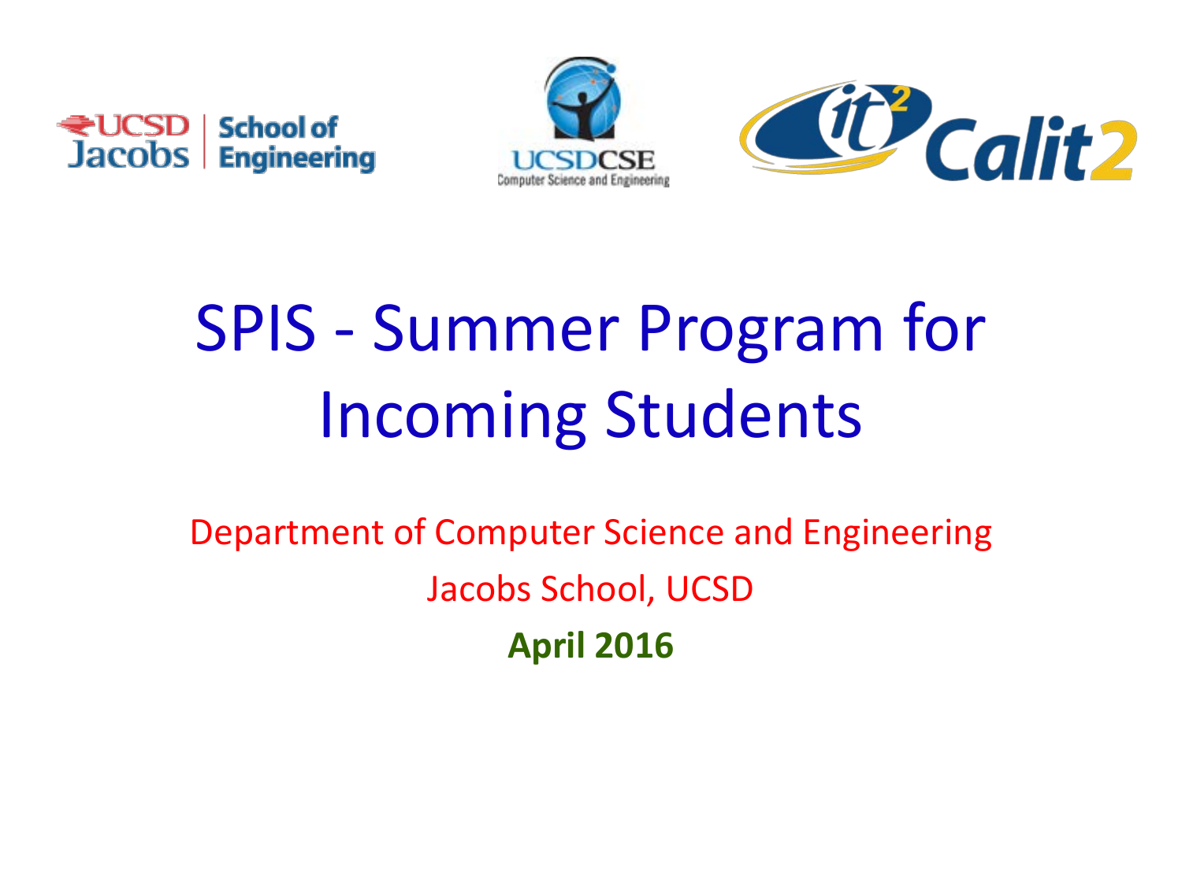# SPIS - Summer Program for Incoming Students

Department of Computer Science and Engineering

Jacobs School, UCSD

**April 2016**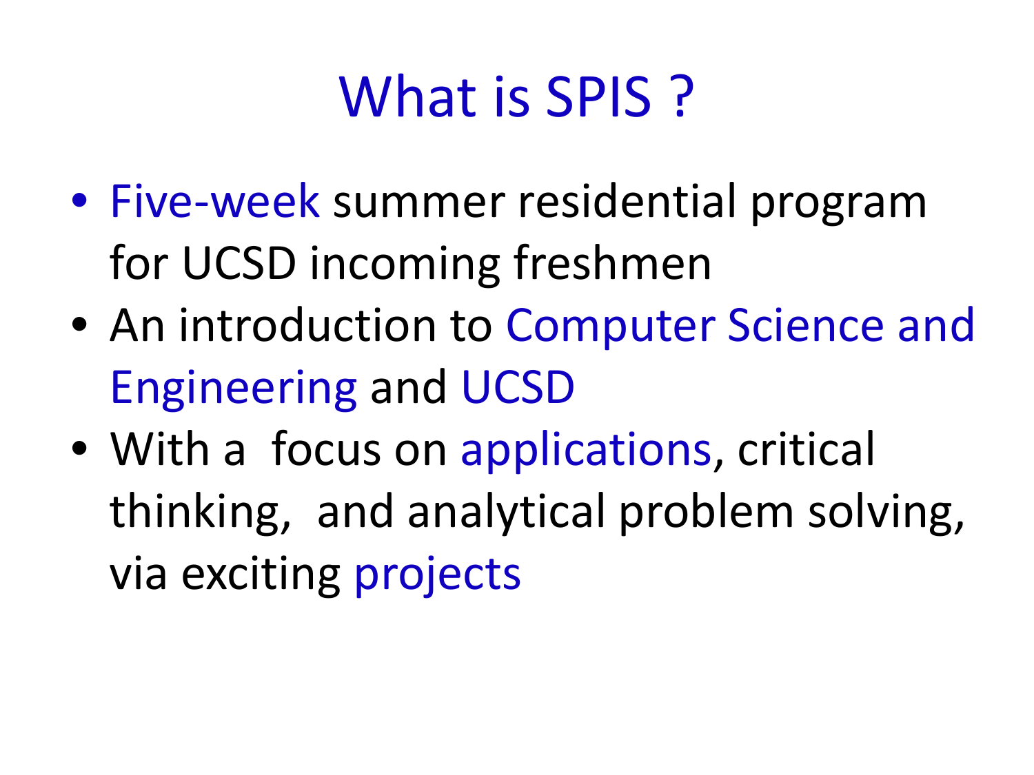# What is SPIS ?

- Five-week summer residential program for UCSD incoming freshmen
- An introduction to Computer Science and Engineering and UCSD
- With a focus on applications, critical thinking, and analytical problem solving, via exciting projects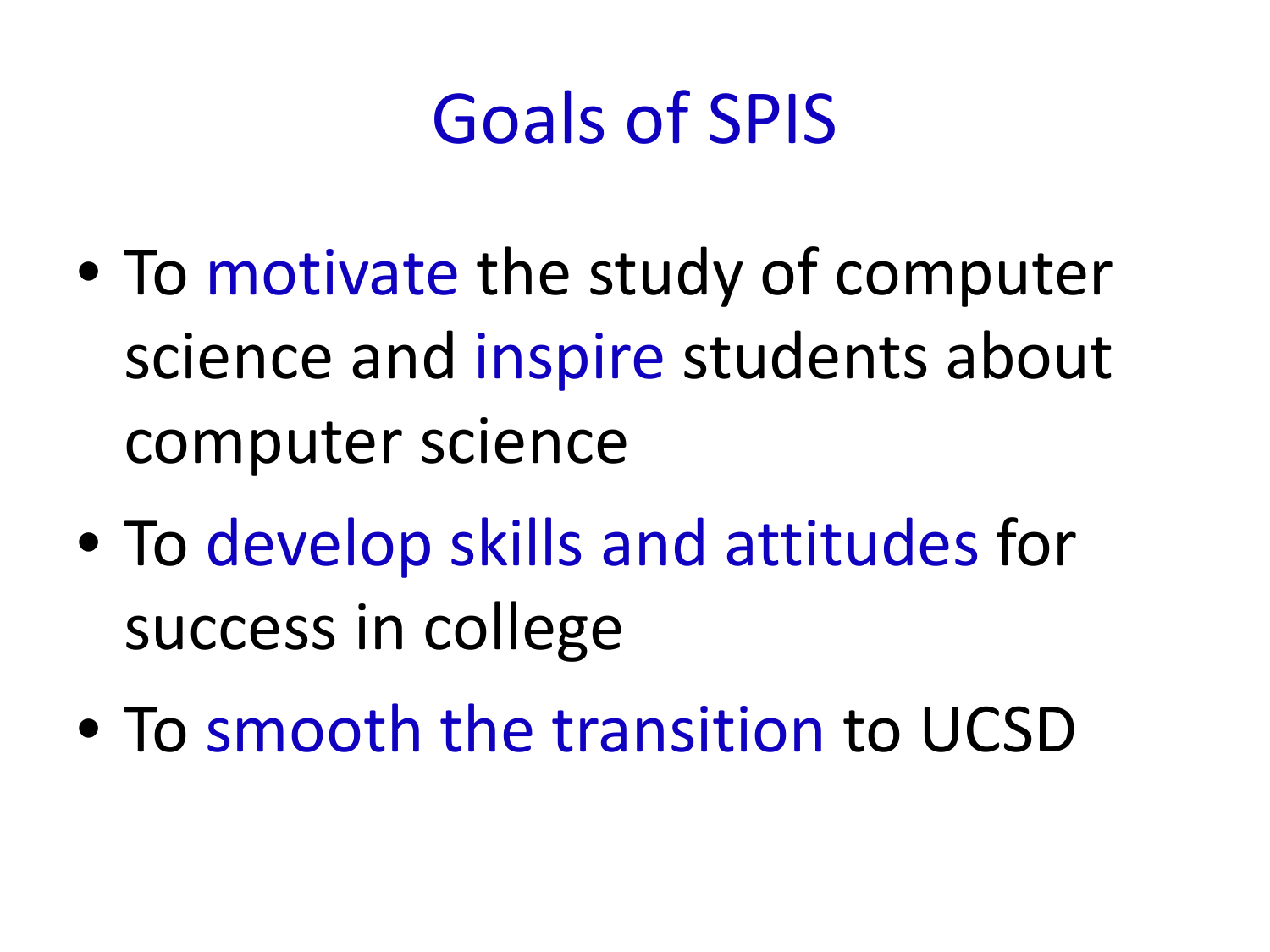# Goals of SPIS

- To motivate the study of computer science and inspire students about computer science
- To develop skills and attitudes for success in college
- To smooth the transition to UCSD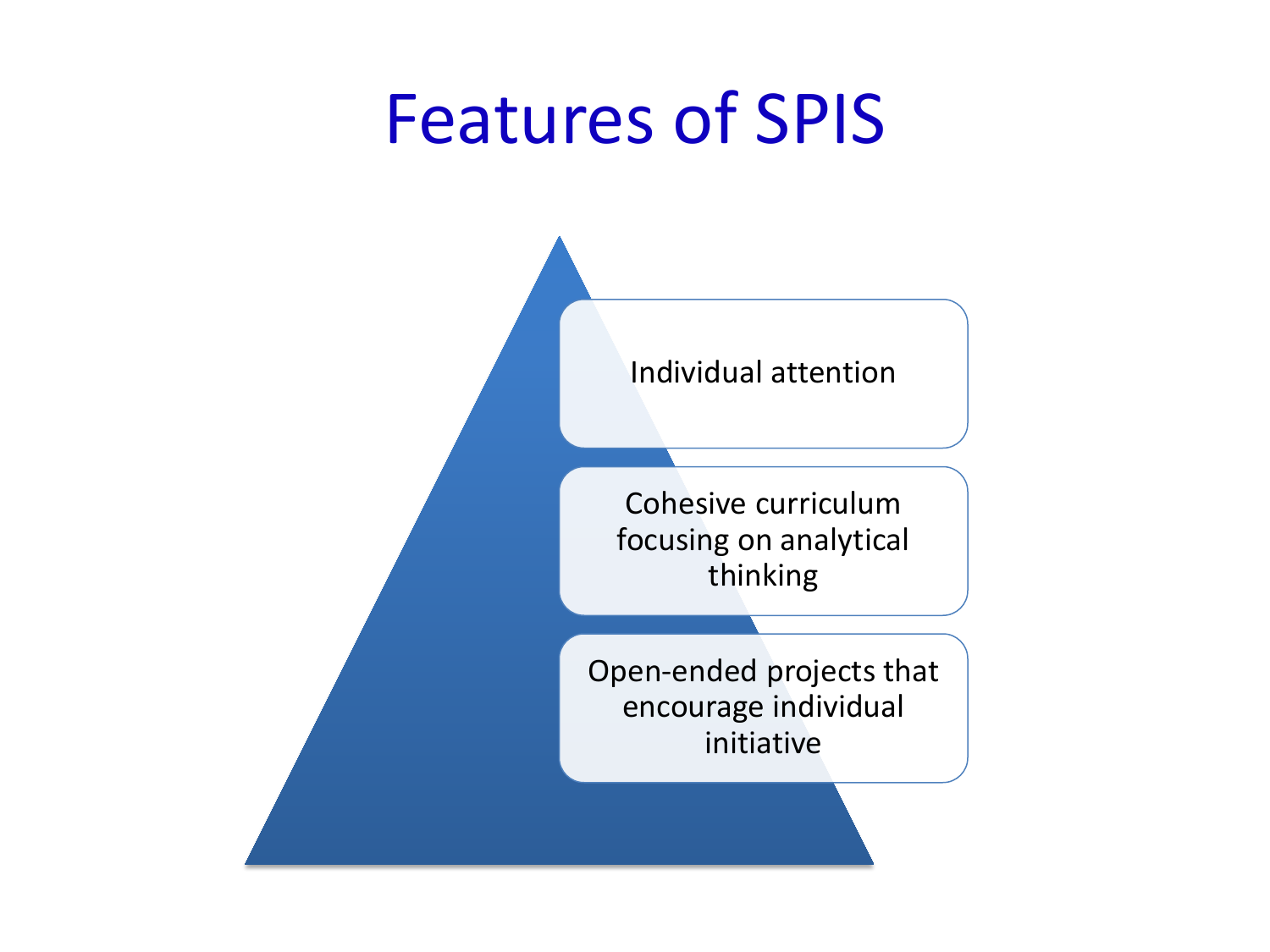# Features of SPIS

- Individual attention
- Cohesive curriculum focusing on analytical thinking
- Open-ended projects that encourage individual initiative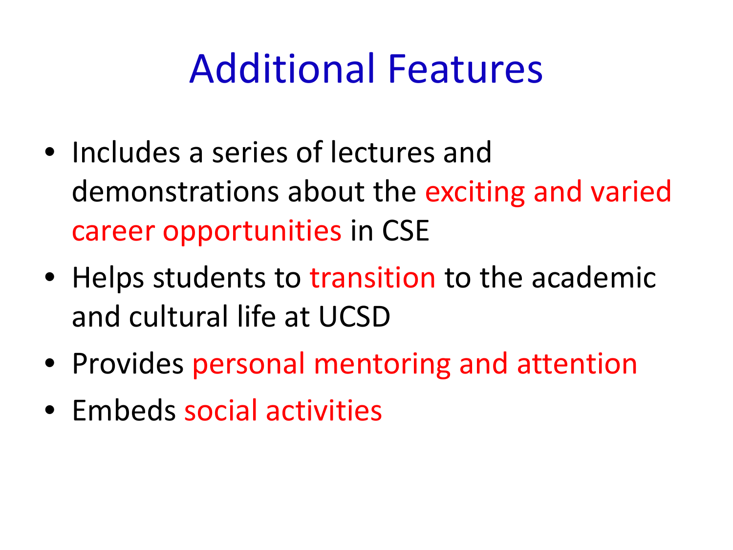# Additional Features

- Includes a series of lectures and demonstrations about the exciting and varied career opportunities in CSE
- Helps students to transition to the academic and cultural life at UCSD
- Provides personal mentoring and attention
- Embeds social activities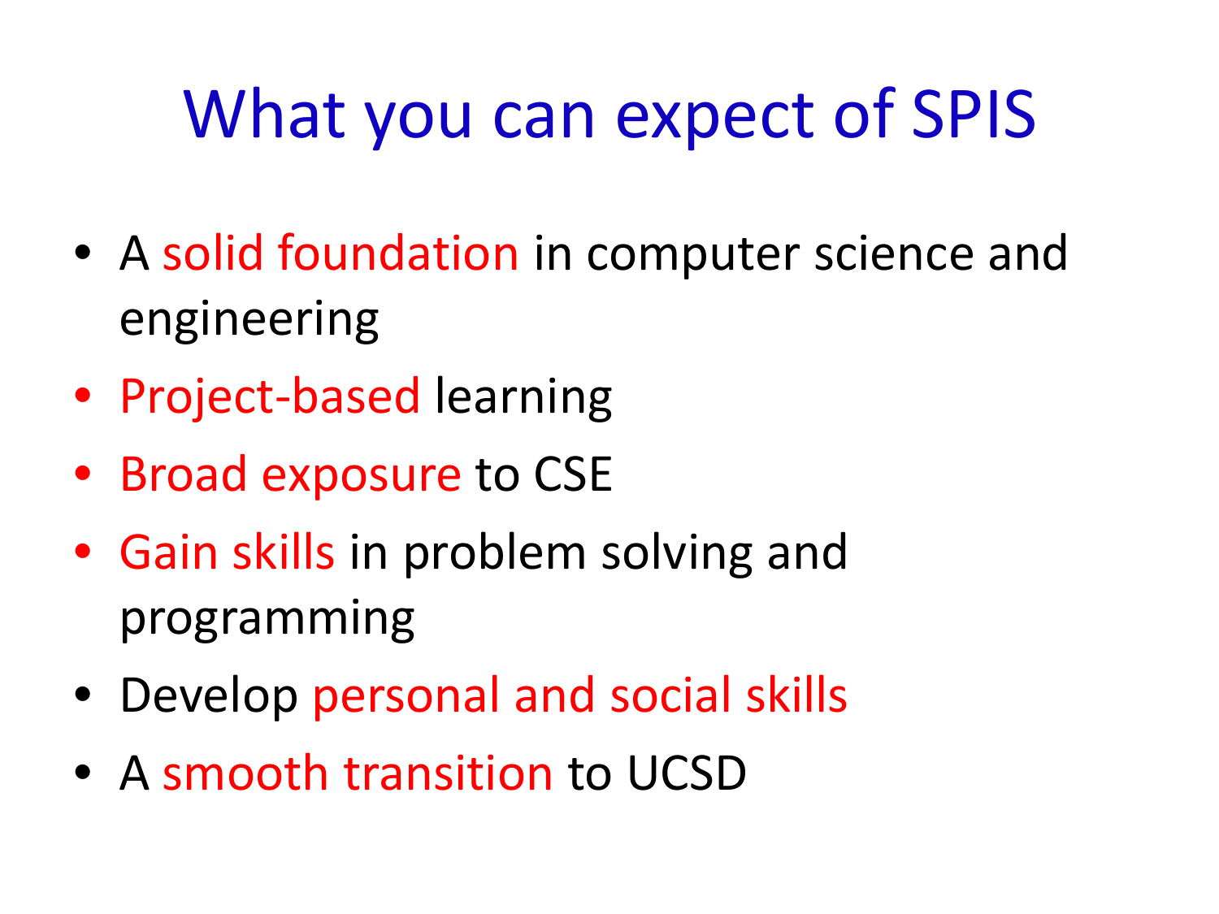# What you can expect of SPIS

- A solid foundation in computer science and engineering
- Project-based learning
- Broad exposure to CSE
- Gain skills in problem solving and programming
- Develop personal and social skills
- A smooth transition to UCSD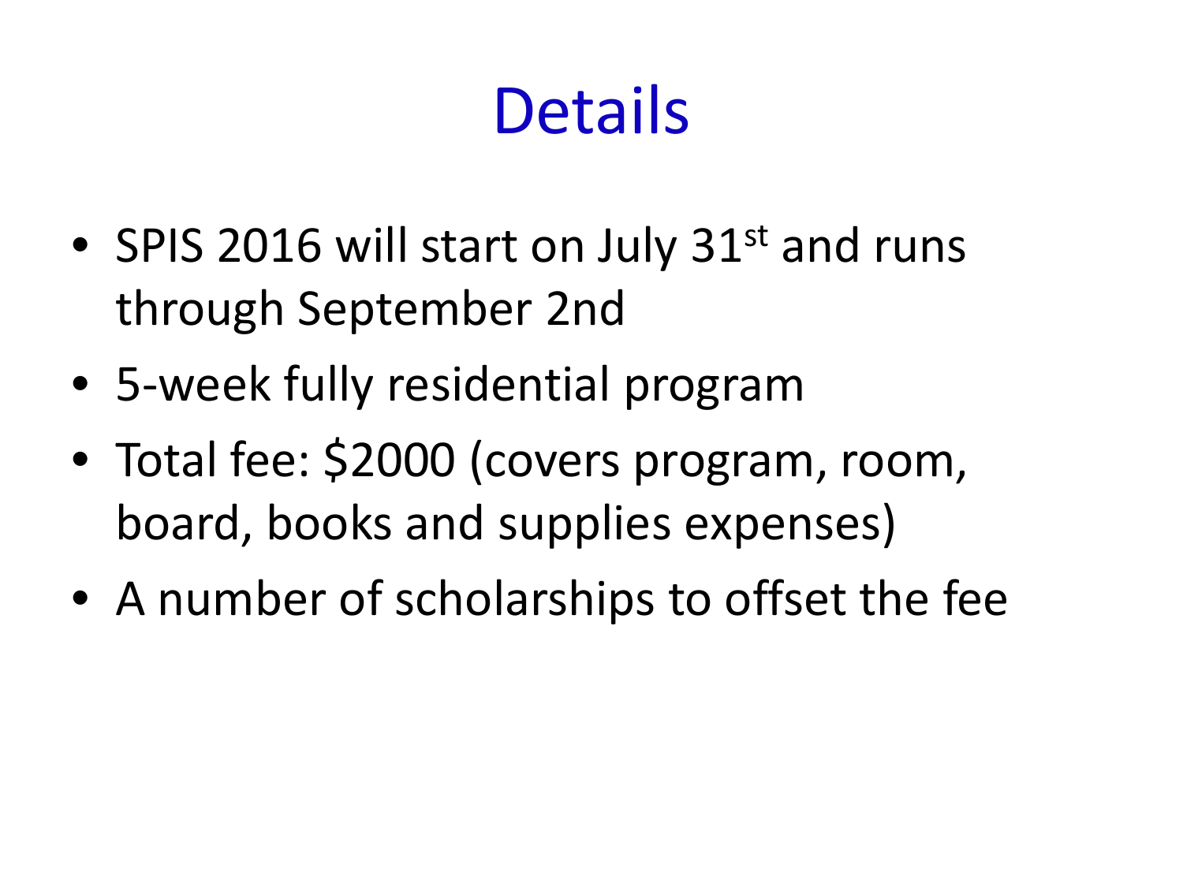# Details

- SPIS 2016 will start on July 31st and runs through September 2nd
- 5-week fully residential program
- Total fee: $2000 (covers program, room, board, books and supplies expenses)
- A number of scholarships to offset the fee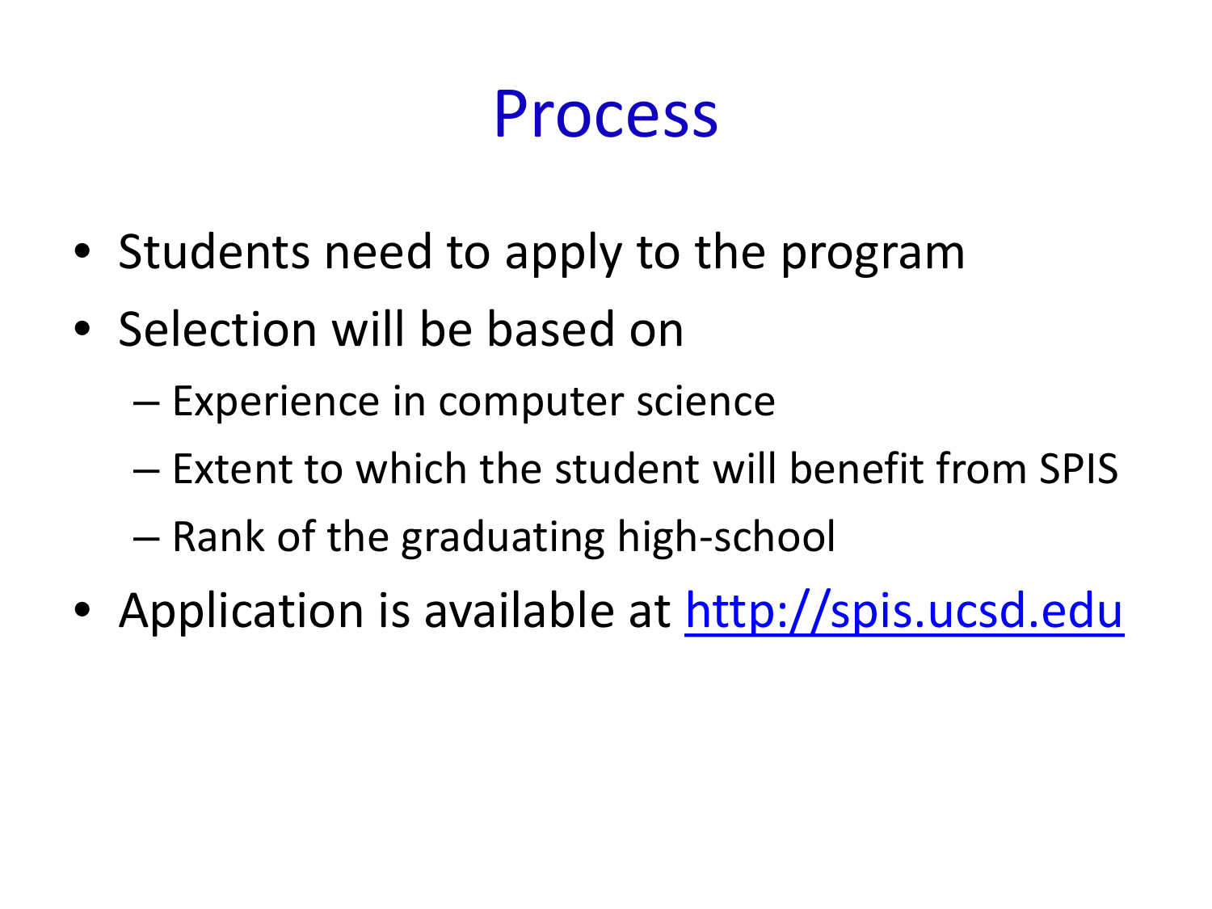# Process

- Students need to apply to the program
- Selection will be based on
  - Experience in computer science
  - Extent to which the student will benefit from SPIS
  - Rank of the graduating high-school
- Application is available at [http://spis.ucsd.edu](http://spis.ucsd.edu)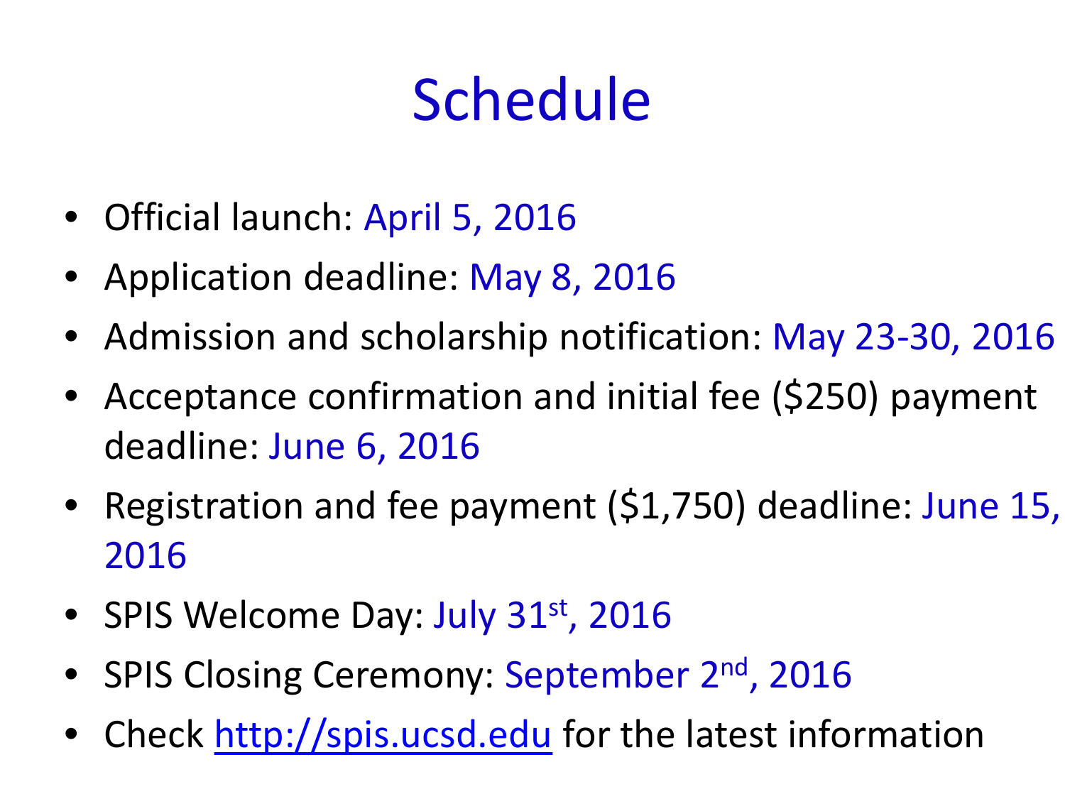# Schedule

- Official launch: April 5, 2016
- Application deadline: May 8, 2016
- Admission and scholarship notification: May 23-30, 2016
- Acceptance confirmation and initial fee ($250) payment deadline: June 6, 2016
- Registration and fee payment ($1,750) deadline: June 15, 2016
- SPIS Welcome Day: July 31st, 2016
- SPIS Closing Ceremony: September 2nd, 2016
- Check http://spis.ucsd.edu for the latest information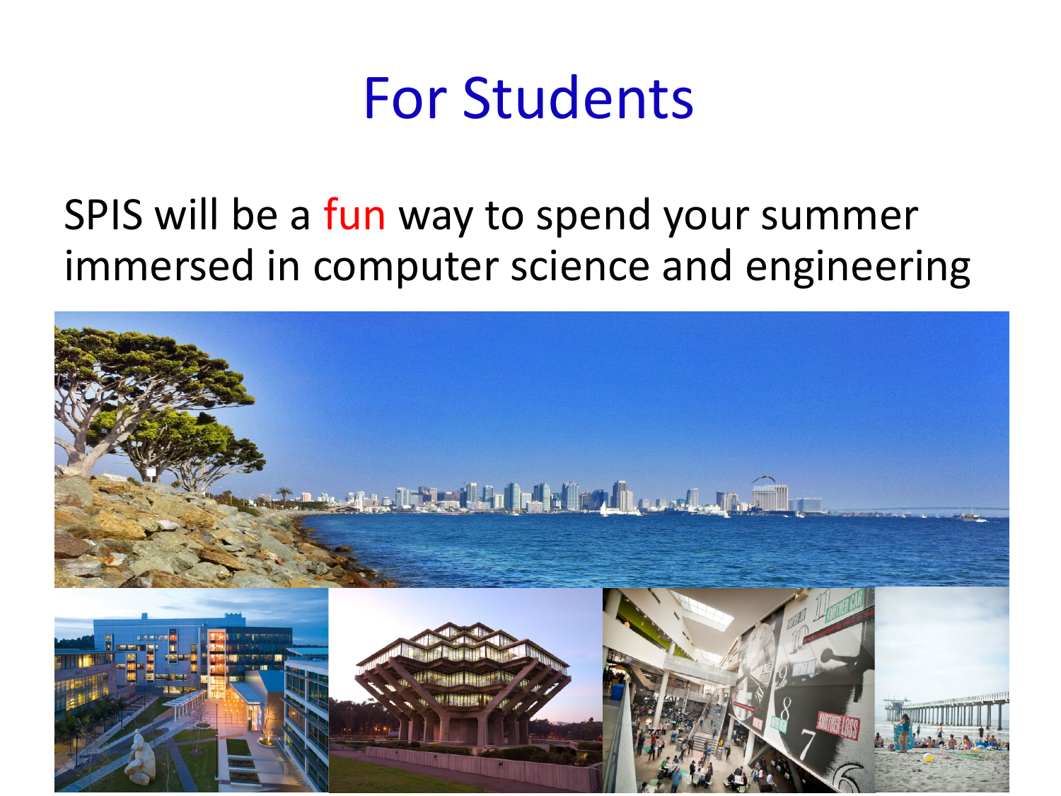# For Students

SPIS will be a fun way to spend your summer immersed in computer science and engineering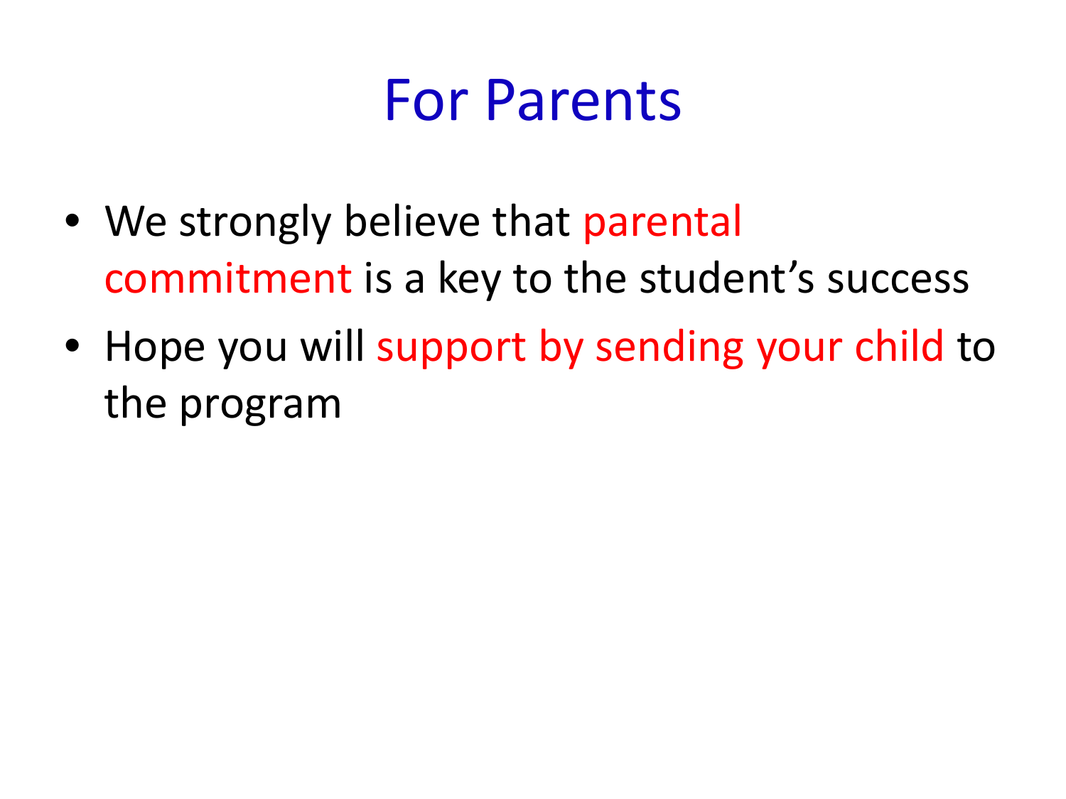# For Parents

- We strongly believe that parental commitment is a key to the student's success
- Hope you will support by sending your child to the program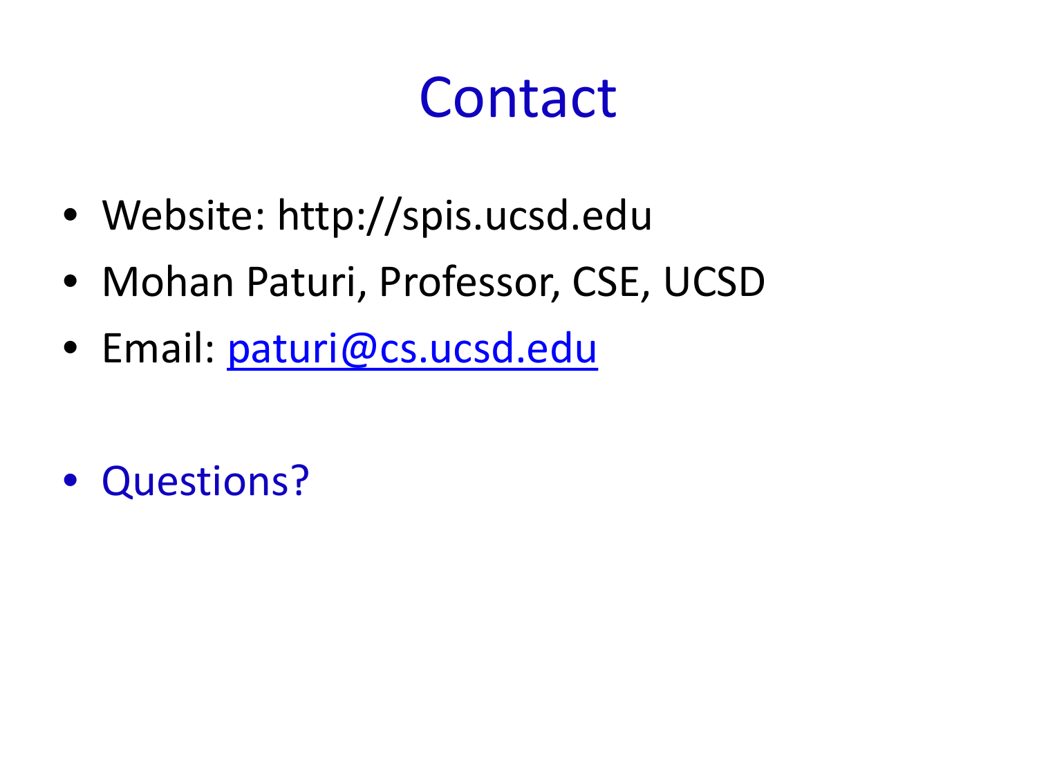# Contact

- Website: http://spis.ucsd.edu
- Mohan Paturi, Professor, CSE, UCSD
- Email: paturi@cs.ucsd.edu

- Questions?